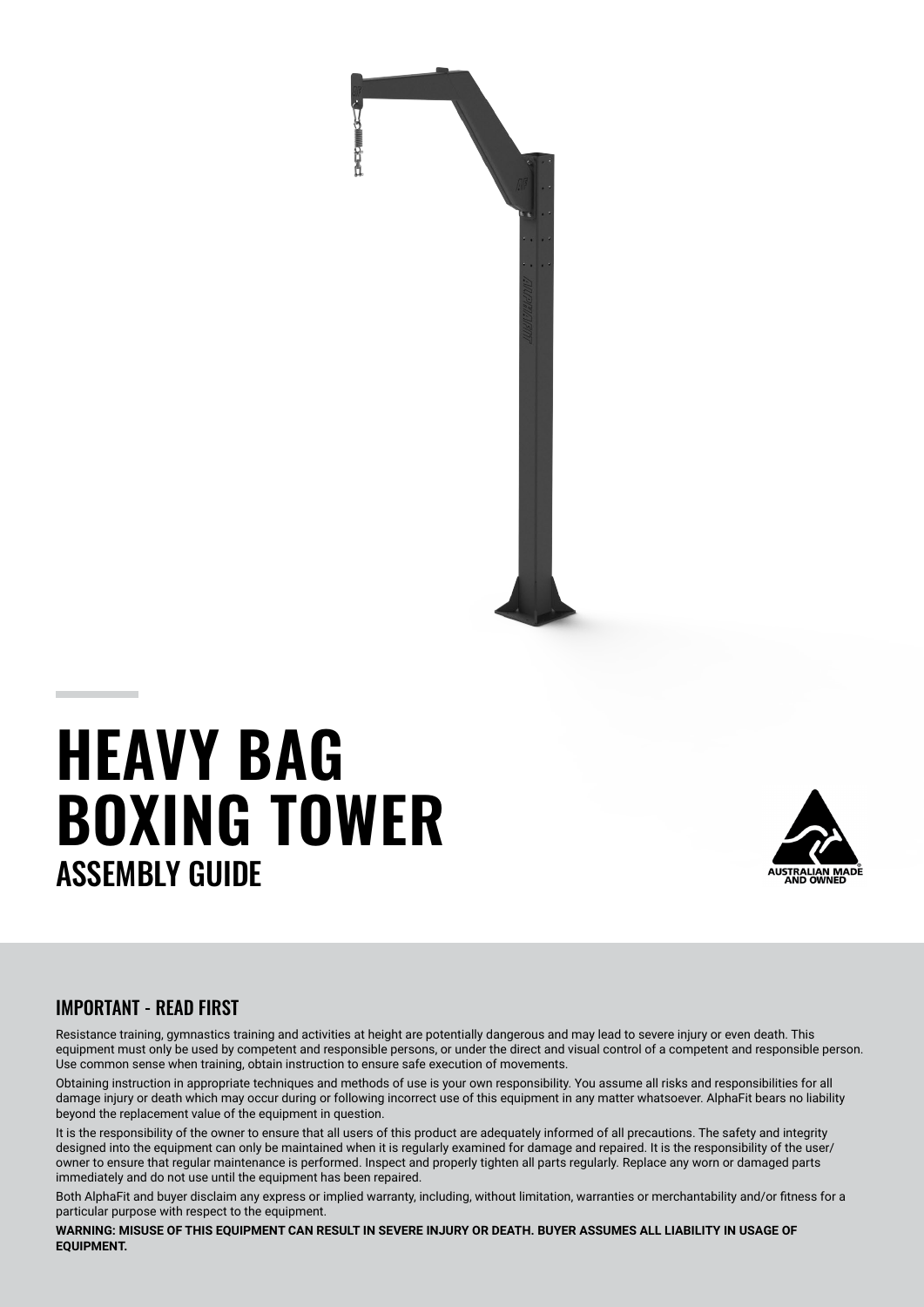# HEAVY BAG BOXING TOWER

## ASSEMBLY GUIDE

AUSTRALIAN MADE AND OWNED

### IMPORTANT - READ FIRST

Resistance training, gymnastics training and activities at height are potentially dangerous and may lead to severe injury or even death. This equipment must only be used by competent and responsible persons, or under the direct and visual control of a competent and responsible person. Use common sense when training, obtain instruction to ensure safe execution of movements.

Obtaining instruction in appropriate techniques and methods of use is your own responsibility. You assume all risks and responsibilities for all damage injury or death which may occur during or following incorrect use of this equipment in any matter whatsoever. AlphaFit bears no liability beyond the replacement value of the equipment in question.

It is the responsibility of the owner to ensure that all users of this product are adequately informed of all precautions. The safety and integrity designed into the equipment can only be maintained when it is regularly examined for damage and repaired. It is the responsibility of the user/owner to ensure that regular maintenance is performed. Inspect and properly tighten all parts regularly. Replace any worn or damaged parts immediately and do not use until the equipment has been repaired.

Both AlphaFit and buyer disclaim any express or implied warranty, including, without limitation, warranties or merchantability and/or fitness for a particular purpose with respect to the equipment.

**WARNING: MISUSE OF THIS EQUIPMENT CAN RESULT IN SEVERE INJURY OR DEATH. BUYER ASSUMES ALL LIABILITY IN USAGE OF EQUIPMENT.**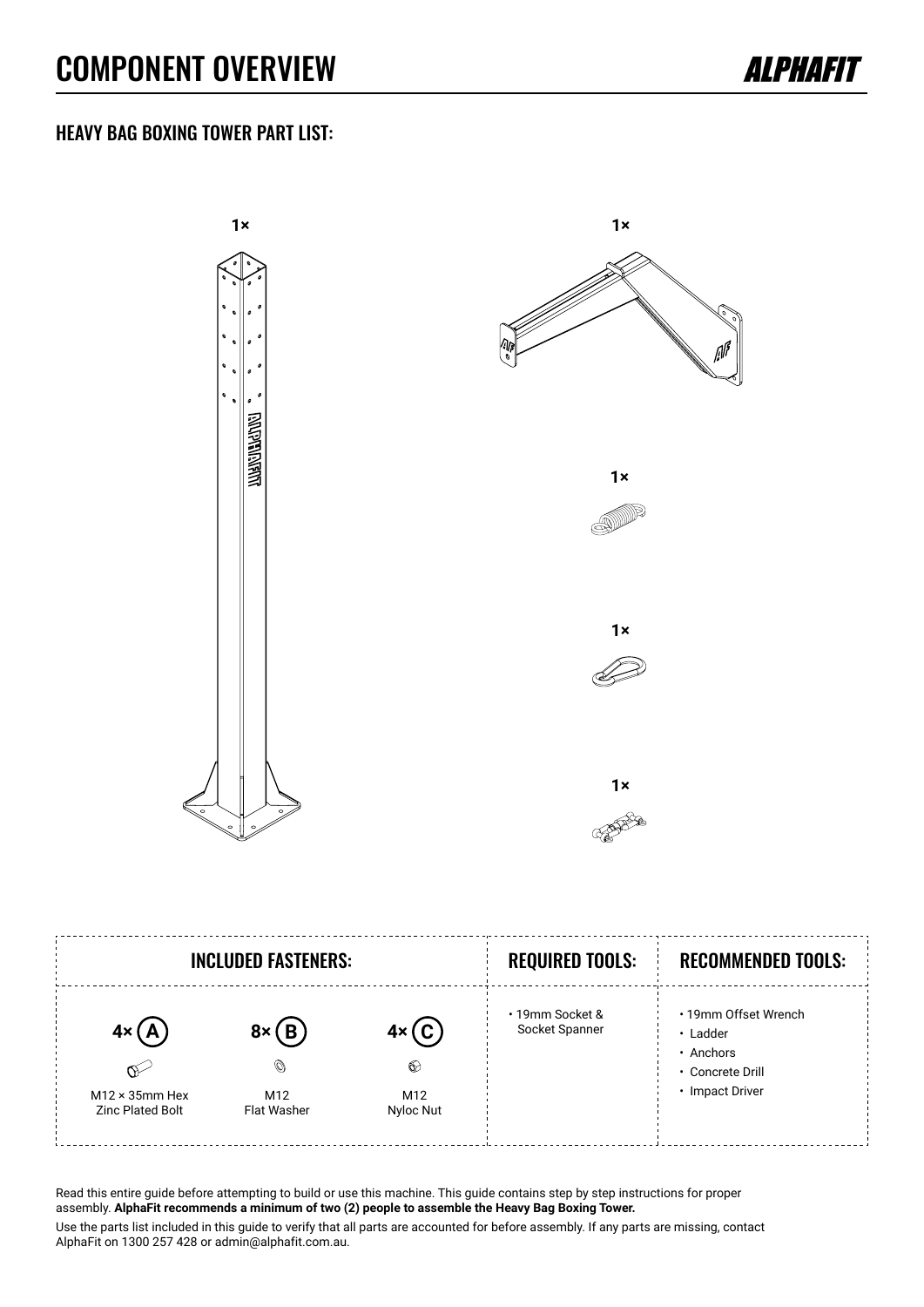# COMPONENT OVERVIEW

## HEAVY BAG BOXING TOWER PART LIST:

1×

1×

1×

1×

1×

| INCLUDED FASTENERS: | | | REQUIRED TOOLS: | RECOMMENDED TOOLS: |
|---|---|---|---|---|
| 4× (A) M12 × 35mm Hex Zinc Plated Bolt | 8× (B) M12 Flat Washer | 4× (C) M12 Nyloc Nut | • 19mm Socket & Socket Spanner | • 19mm Offset Wrench<br>• Ladder<br>• Anchors<br>• Concrete Drill<br>• Impact Driver |

Read this entire guide before attempting to build or use this machine. This guide contains step by step instructions for proper assembly. **AlphaFit recommends a minimum of two (2) people to assemble the Heavy Bag Boxing Tower.**

Use the parts list included in this guide to verify that all parts are accounted for before assembly. If any parts are missing, contact AlphaFit on 1300 257 428 or admin@alphafit.com.au.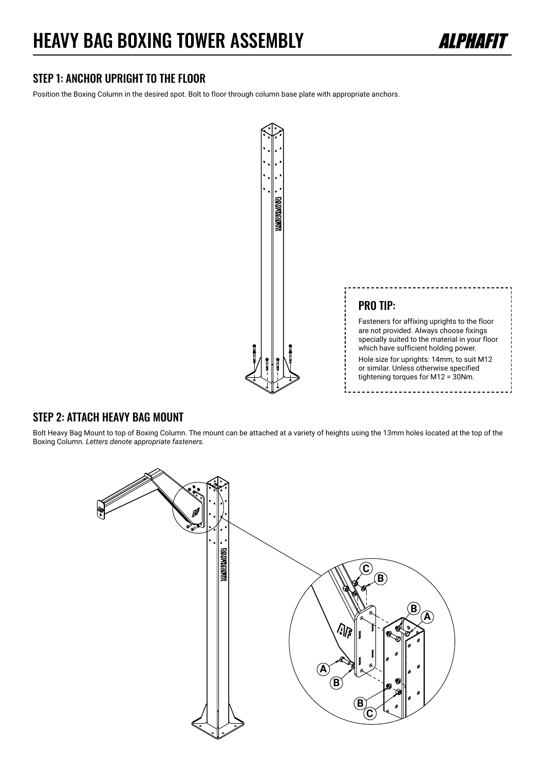# HEAVY BAG BOXING TOWER ASSEMBLY

## STEP 1: ANCHOR UPRIGHT TO THE FLOOR

Position the Boxing Column in the desired spot. Bolt to floor through column base plate with appropriate anchors.

### PRO TIP:

Fasteners for affixing uprights to the floor are not provided. Always choose fixings specially suited to the material in your floor which have sufficient holding power.

Hole size for uprights: 14mm, to suit M12 or similar. Unless otherwise specified tightening torques for M12 = 30Nm.

## STEP 2: ATTACH HEAVY BAG MOUNT

Bolt Heavy Bag Mount to top of Boxing Column. The mount can be attached at a variety of heights using the 13mm holes located at the top of the Boxing Column. *Letters denote appropriate fasteners.*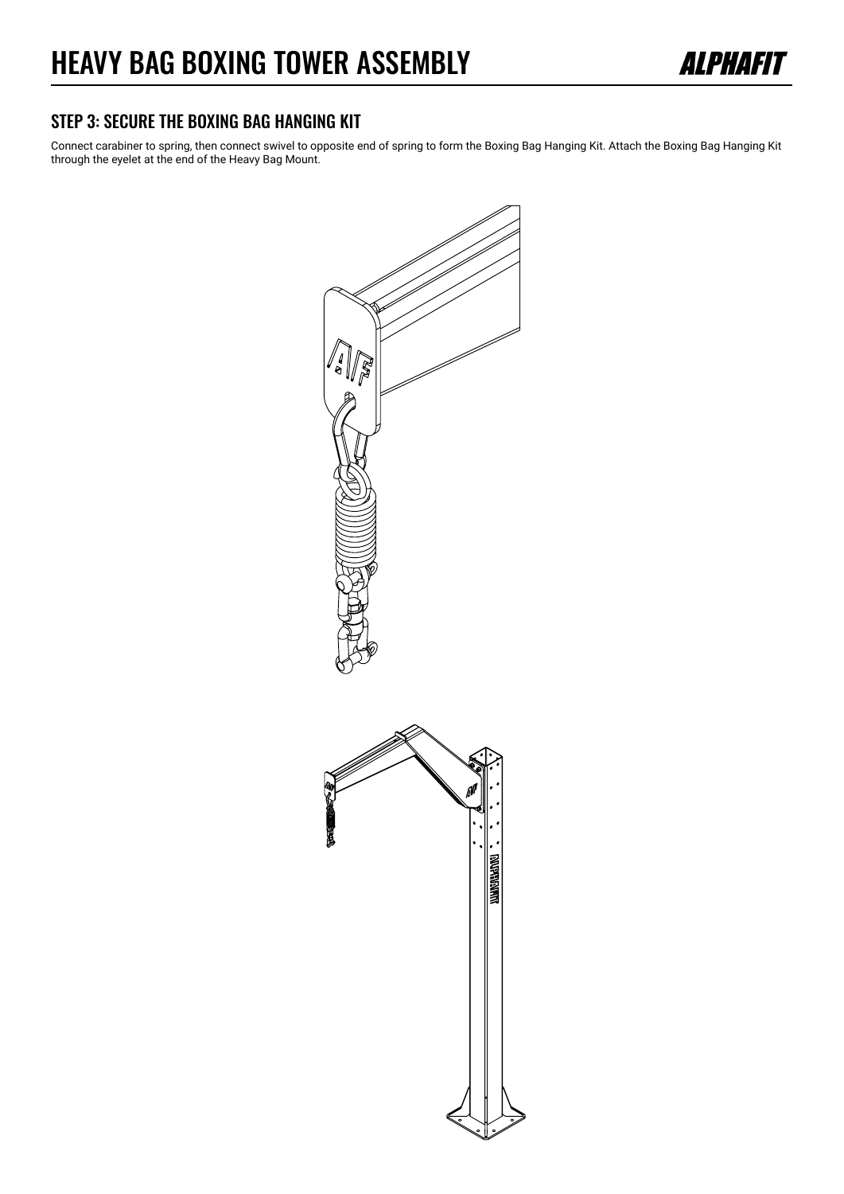## STEP 3: SECURE THE BOXING BAG HANGING KIT

Connect carabiner to spring, then connect swivel to opposite end of spring to form the Boxing Bag Hanging Kit. Attach the Boxing Bag Hanging Kit through the eyelet at the end of the Heavy Bag Mount.